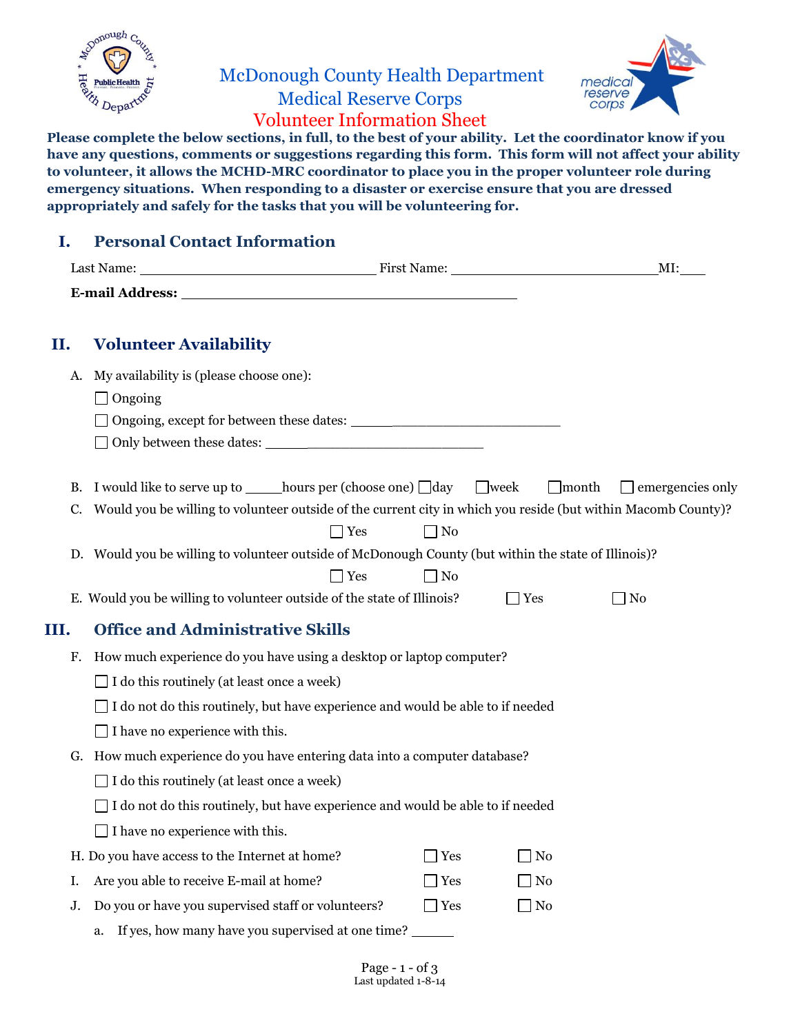# McDonough County Health Department
## Medical Reserve Corps
## Volunteer Information Sheet

**Please complete the below sections, in full, to the best of your ability. Let the coordinator know if you have any questions, comments or suggestions regarding this form. This form will not affect your ability to volunteer, it allows the MCHD-MRC coordinator to place you in the proper volunteer role during emergency situations. When responding to a disaster or exercise ensure that you are dressed appropriately and safely for the tasks that you will be volunteering for.**

## I. Personal Contact Information

Last Name: ______________________________ First Name: ___________________________ MI:____

**E-mail Address:** ____________________________________________

## II. Volunteer Availability

A. My availability is (please choose one):

- ☐ Ongoing
- ☐ Ongoing, except for between these dates: _____________________________
- ☐ Only between these dates: _____________________________

B. I would like to serve up to _____hours per (choose one) ☐ day ☐ week ☐ month ☐ emergencies only

C. Would you be willing to volunteer outside of the current city in which you reside (but within Macomb County)?

☐ Yes ☐ No

D. Would you be willing to volunteer outside of McDonough County (but within the state of Illinois)?

☐ Yes ☐ No

E. Would you be willing to volunteer outside of the state of Illinois? ☐ Yes ☐ No

## III. Office and Administrative Skills

F. How much experience do you have using a desktop or laptop computer?

- ☐ I do this routinely (at least once a week)
- ☐ I do not do this routinely, but have experience and would be able to if needed
- ☐ I have no experience with this.

G. How much experience do you have entering data into a computer database?

- ☐ I do this routinely (at least once a week)
- ☐ I do not do this routinely, but have experience and would be able to if needed
- ☐ I have no experience with this.

H. Do you have access to the Internet at home? ☐ Yes ☐ No

I. Are you able to receive E-mail at home? ☐ Yes ☐ No

J. Do you or have you supervised staff or volunteers? ☐ Yes ☐ No

a. If yes, how many have you supervised at one time? ______

Last updated 1-8-14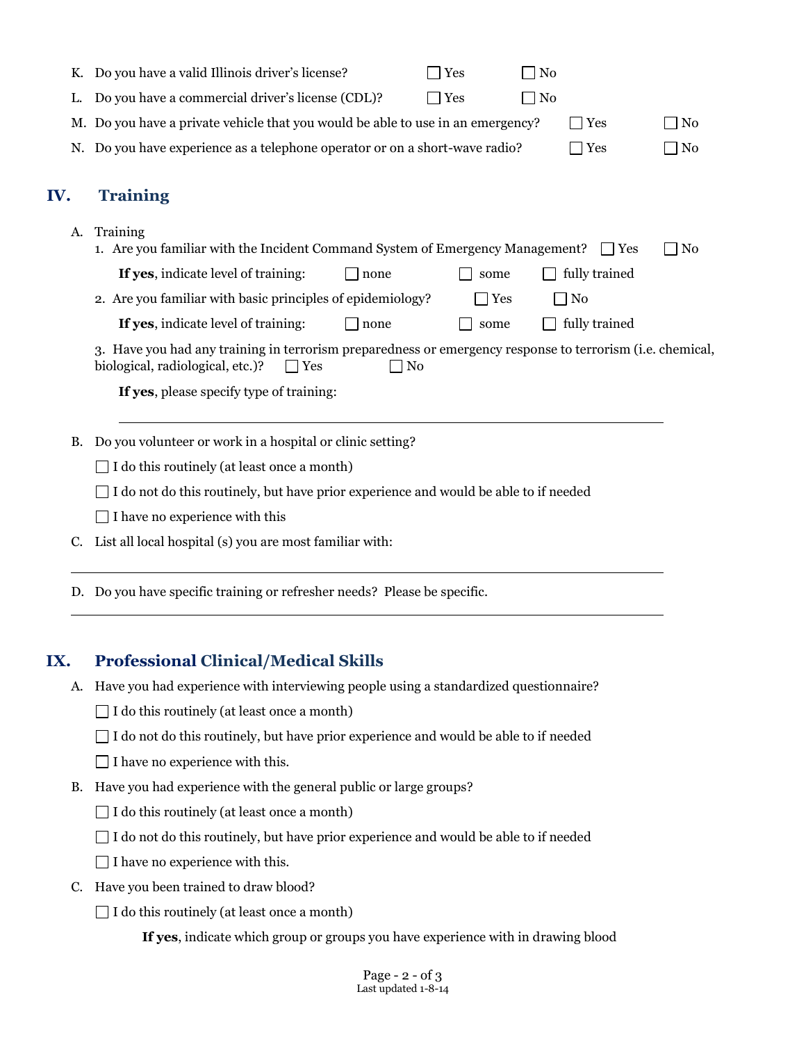K. Do you have a valid Illinois driver's license? ☐ Yes ☐ No

L. Do you have a commercial driver's license (CDL)? ☐ Yes ☐ No

M. Do you have a private vehicle that you would be able to use in an emergency? ☐ Yes ☐ No

N. Do you have experience as a telephone operator or on a short-wave radio? ☐ Yes ☐ No

## IV. Training

A. Training

1. Are you familiar with the Incident Command System of Emergency Management? ☐ Yes ☐ No

   **If yes**, indicate level of training: ☐ none ☐ some ☐ fully trained

2. Are you familiar with basic principles of epidemiology? ☐ Yes ☐ No

   **If yes**, indicate level of training: ☐ none ☐ some ☐ fully trained

3. Have you had any training in terrorism preparedness or emergency response to terrorism (i.e. chemical, biological, radiological, etc.)? ☐ Yes ☐ No

   **If yes**, please specify type of training:

   ______________________________________________________________

B. Do you volunteer or work in a hospital or clinic setting?

☐ I do this routinely (at least once a month)

☐ I do not do this routinely, but have prior experience and would be able to if needed

☐ I have no experience with this

C. List all local hospital (s) you are most familiar with:

______________________________________________________________

D. Do you have specific training or refresher needs? Please be specific.

______________________________________________________________

## IX. Professional Clinical/Medical Skills

A. Have you had experience with interviewing people using a standardized questionnaire?

☐ I do this routinely (at least once a month)

☐ I do not do this routinely, but have prior experience and would be able to if needed

☐ I have no experience with this.

B. Have you had experience with the general public or large groups?

☐ I do this routinely (at least once a month)

☐ I do not do this routinely, but have prior experience and would be able to if needed

☐ I have no experience with this.

C. Have you been trained to draw blood?

☐ I do this routinely (at least once a month)

**If yes**, indicate which group or groups you have experience with in drawing blood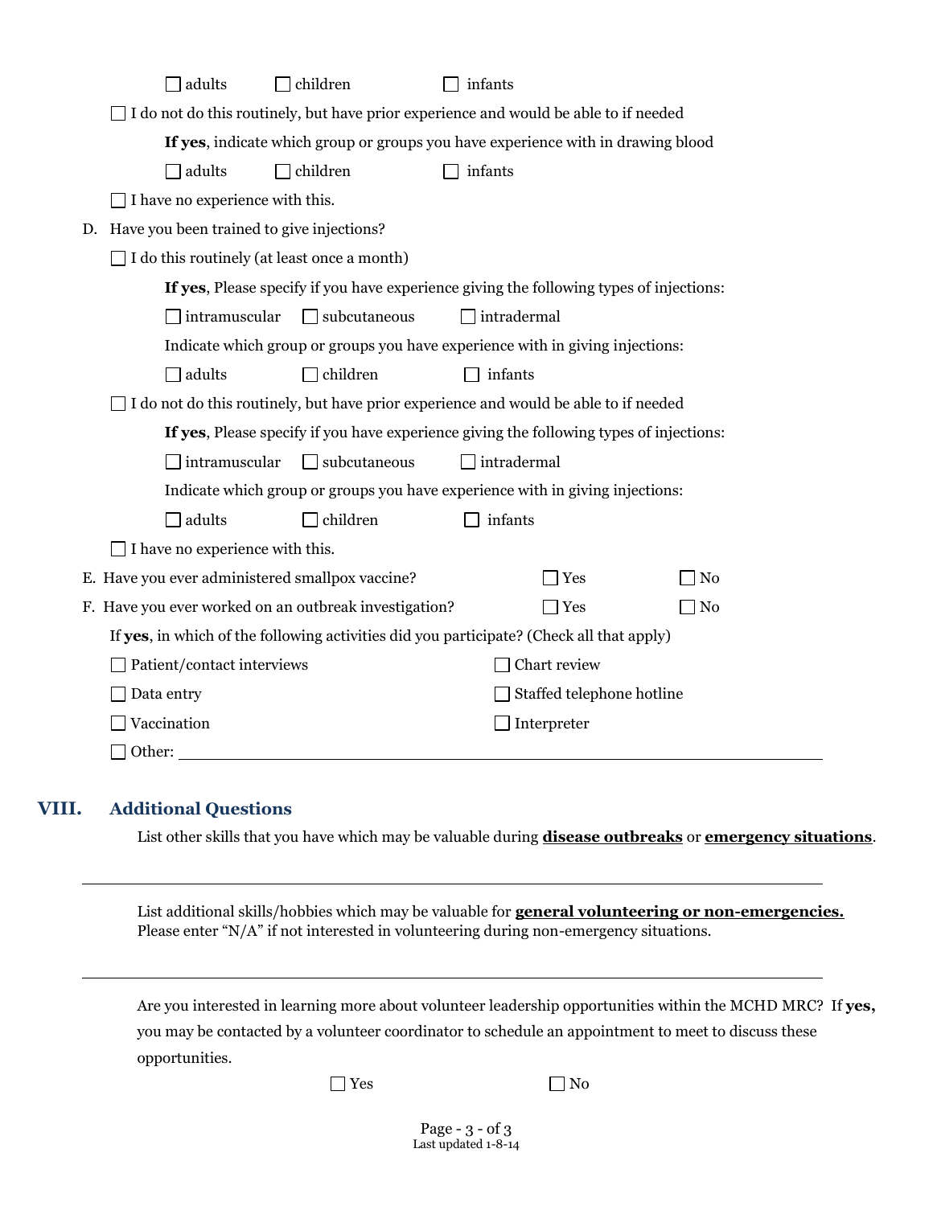☐ adults ☐ children ☐ infants

☐ I do not do this routinely, but have prior experience and would be able to if needed

**If yes**, indicate which group or groups you have experience with in drawing blood

☐ adults ☐ children ☐ infants

☐ I have no experience with this.

D. Have you been trained to give injections?

☐ I do this routinely (at least once a month)

**If yes**, Please specify if you have experience giving the following types of injections:

☐ intramuscular ☐ subcutaneous ☐ intradermal

Indicate which group or groups you have experience with in giving injections:

☐ adults ☐ children ☐ infants

☐ I do not do this routinely, but have prior experience and would be able to if needed

**If yes**, Please specify if you have experience giving the following types of injections:

☐ intramuscular ☐ subcutaneous ☐ intradermal

Indicate which group or groups you have experience with in giving injections:

☐ adults ☐ children ☐ infants

☐ I have no experience with this.

E. Have you ever administered smallpox vaccine? ☐ Yes ☐ No

F. Have you ever worked on an outbreak investigation? ☐ Yes ☐ No

If **yes**, in which of the following activities did you participate? (Check all that apply)

☐ Patient/contact interviews ☐ Chart review

☐ Data entry ☐ Staffed telephone hotline

☐ Vaccination ☐ Interpreter

☐ Other: ______________________________

## VIII. Additional Questions

List other skills that you have which may be valuable during **disease outbreaks** or **emergency situations**.

______________________________

List additional skills/hobbies which may be valuable for **general volunteering or non-emergencies.** Please enter "N/A" if not interested in volunteering during non-emergency situations.

______________________________

Are you interested in learning more about volunteer leadership opportunities within the MCHD MRC? If **yes,** you may be contacted by a volunteer coordinator to schedule an appointment to meet to discuss these opportunities.

☐ Yes ☐ No

Last updated 1-8-14